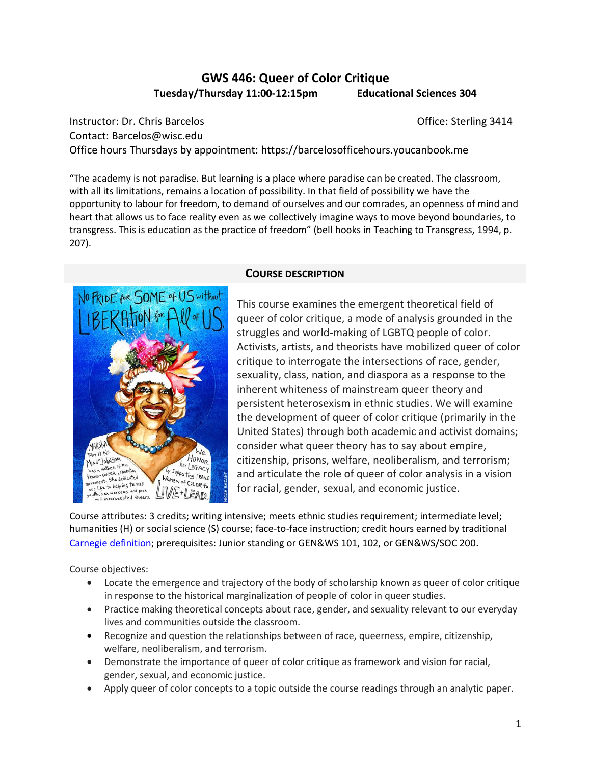# GWS 446: Queer of Color Critique

**Tuesday/Thursday 11:00-12:15pm** **Educational Sciences 304**

Instructor: Dr. Chris Barcelos Office: Sterling 3414
Contact: Barcelos@wisc.edu
Office hours Thursdays by appointment: https://barcelosofficehours.youcanbook.me

"The academy is not paradise. But learning is a place where paradise can be created. The classroom, with all its limitations, remains a location of possibility. In that field of possibility we have the opportunity to labour for freedom, to demand of ourselves and our comrades, an openness of mind and heart that allows us to face reality even as we collectively imagine ways to move beyond boundaries, to transgress. This is education as the practice of freedom" (bell hooks in Teaching to Transgress, 1994, p. 207).

## Course Description

This course examines the emergent theoretical field of queer of color critique, a mode of analysis grounded in the struggles and world-making of LGBTQ people of color. Activists, artists, and theorists have mobilized queer of color critique to interrogate the intersections of race, gender, sexuality, class, nation, and diaspora as a response to the inherent whiteness of mainstream queer theory and persistent heterosexism in ethnic studies. We will examine the development of queer of color critique (primarily in the United States) through both academic and activist domains; consider what queer theory has to say about empire, citizenship, prisons, welfare, neoliberalism, and terrorism; and articulate the role of queer of color analysis in a vision for racial, gender, sexual, and economic justice.

Course attributes: 3 credits; writing intensive; meets ethnic studies requirement; intermediate level; humanities (H) or social science (S) course; face-to-face instruction; credit hours earned by traditional Carnegie definition; prerequisites: Junior standing or GEN&WS 101, 102, or GEN&WS/SOC 200.

Course objectives:

- Locate the emergence and trajectory of the body of scholarship known as queer of color critique in response to the historical marginalization of people of color in queer studies.
- Practice making theoretical concepts about race, gender, and sexuality relevant to our everyday lives and communities outside the classroom.
- Recognize and question the relationships between of race, queerness, empire, citizenship, welfare, neoliberalism, and terrorism.
- Demonstrate the importance of queer of color critique as framework and vision for racial, gender, sexual, and economic justice.
- Apply queer of color concepts to a topic outside the course readings through an analytic paper.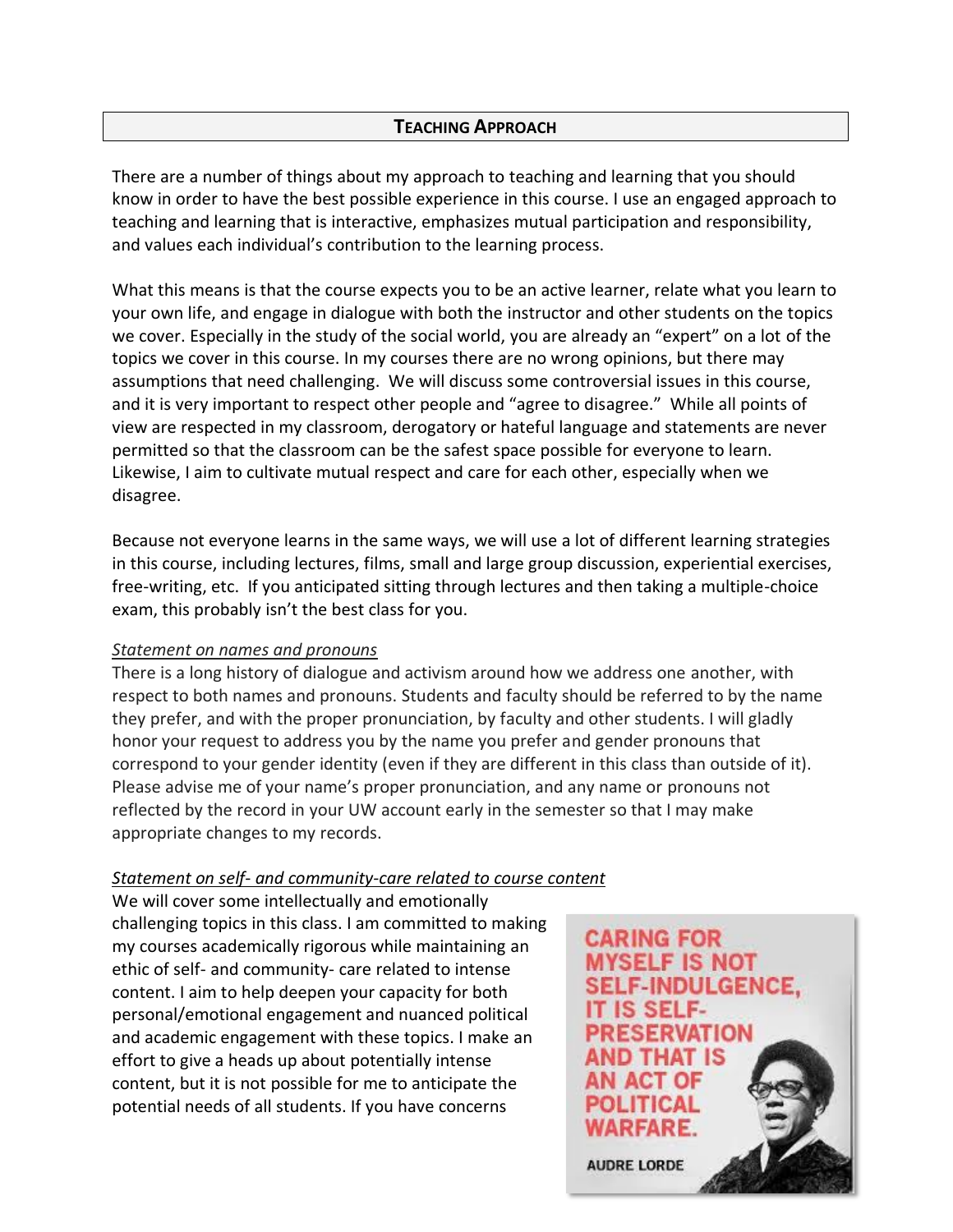## TEACHING APPROACH

There are a number of things about my approach to teaching and learning that you should know in order to have the best possible experience in this course. I use an engaged approach to teaching and learning that is interactive, emphasizes mutual participation and responsibility, and values each individual's contribution to the learning process.

What this means is that the course expects you to be an active learner, relate what you learn to your own life, and engage in dialogue with both the instructor and other students on the topics we cover. Especially in the study of the social world, you are already an "expert" on a lot of the topics we cover in this course. In my courses there are no wrong opinions, but there may assumptions that need challenging. We will discuss some controversial issues in this course, and it is very important to respect other people and "agree to disagree." While all points of view are respected in my classroom, derogatory or hateful language and statements are never permitted so that the classroom can be the safest space possible for everyone to learn. Likewise, I aim to cultivate mutual respect and care for each other, especially when we disagree.

Because not everyone learns in the same ways, we will use a lot of different learning strategies in this course, including lectures, films, small and large group discussion, experiential exercises, free-writing, etc. If you anticipated sitting through lectures and then taking a multiple-choice exam, this probably isn't the best class for you.

*Statement on names and pronouns*

There is a long history of dialogue and activism around how we address one another, with respect to both names and pronouns. Students and faculty should be referred to by the name they prefer, and with the proper pronunciation, by faculty and other students. I will gladly honor your request to address you by the name you prefer and gender pronouns that correspond to your gender identity (even if they are different in this class than outside of it). Please advise me of your name's proper pronunciation, and any name or pronouns not reflected by the record in your UW account early in the semester so that I may make appropriate changes to my records.

*Statement on self- and community-care related to course content*

We will cover some intellectually and emotionally challenging topics in this class. I am committed to making my courses academically rigorous while maintaining an ethic of self- and community- care related to intense content. I aim to help deepen your capacity for both personal/emotional engagement and nuanced political and academic engagement with these topics. I make an effort to give a heads up about potentially intense content, but it is not possible for me to anticipate the potential needs of all students. If you have concerns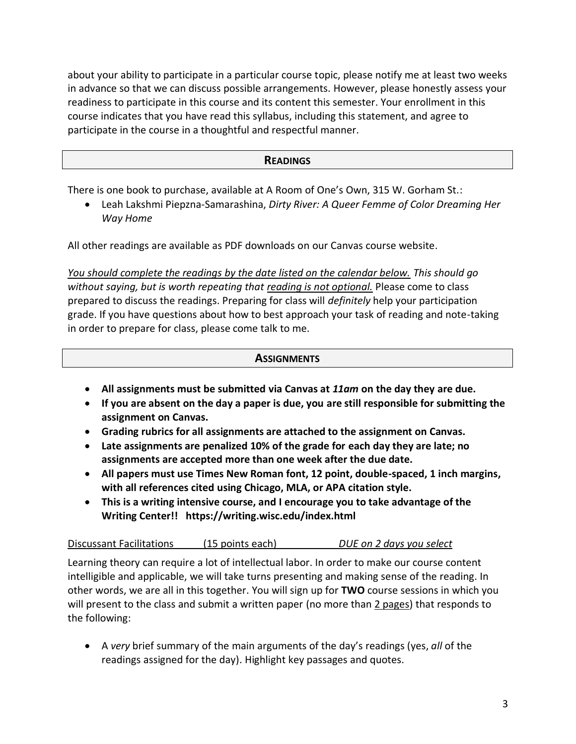about your ability to participate in a particular course topic, please notify me at least two weeks in advance so that we can discuss possible arrangements. However, please honestly assess your readiness to participate in this course and its content this semester. Your enrollment in this course indicates that you have read this syllabus, including this statement, and agree to participate in the course in a thoughtful and respectful manner.

## Readings

There is one book to purchase, available at A Room of One's Own, 315 W. Gorham St.:

- Leah Lakshmi Piepzna-Samarashina, *Dirty River: A Queer Femme of Color Dreaming Her Way Home*

All other readings are available as PDF downloads on our Canvas course website.

*You should complete the readings by the date listed on the calendar below. This should go without saying, but is worth repeating that reading is not optional.* Please come to class prepared to discuss the readings. Preparing for class will *definitely* help your participation grade. If you have questions about how to best approach your task of reading and note-taking in order to prepare for class, please come talk to me.

## Assignments

- **All assignments must be submitted via Canvas at *11am* on the day they are due.**
- **If you are absent on the day a paper is due, you are still responsible for submitting the assignment on Canvas.**
- **Grading rubrics for all assignments are attached to the assignment on Canvas.**
- **Late assignments are penalized 10% of the grade for each day they are late; no assignments are accepted more than one week after the due date.**
- **All papers must use Times New Roman font, 12 point, double-spaced, 1 inch margins, with all references cited using Chicago, MLA, or APA citation style.**
- **This is a writing intensive course, and I encourage you to take advantage of the Writing Center!! https://writing.wisc.edu/index.html**

Discussant Facilitations (15 points each) *DUE on 2 days you select*

Learning theory can require a lot of intellectual labor. In order to make our course content intelligible and applicable, we will take turns presenting and making sense of the reading. In other words, we are all in this together. You will sign up for **TWO** course sessions in which you will present to the class and submit a written paper (no more than 2 pages) that responds to the following:

- A *very* brief summary of the main arguments of the day's readings (yes, *all* of the readings assigned for the day). Highlight key passages and quotes.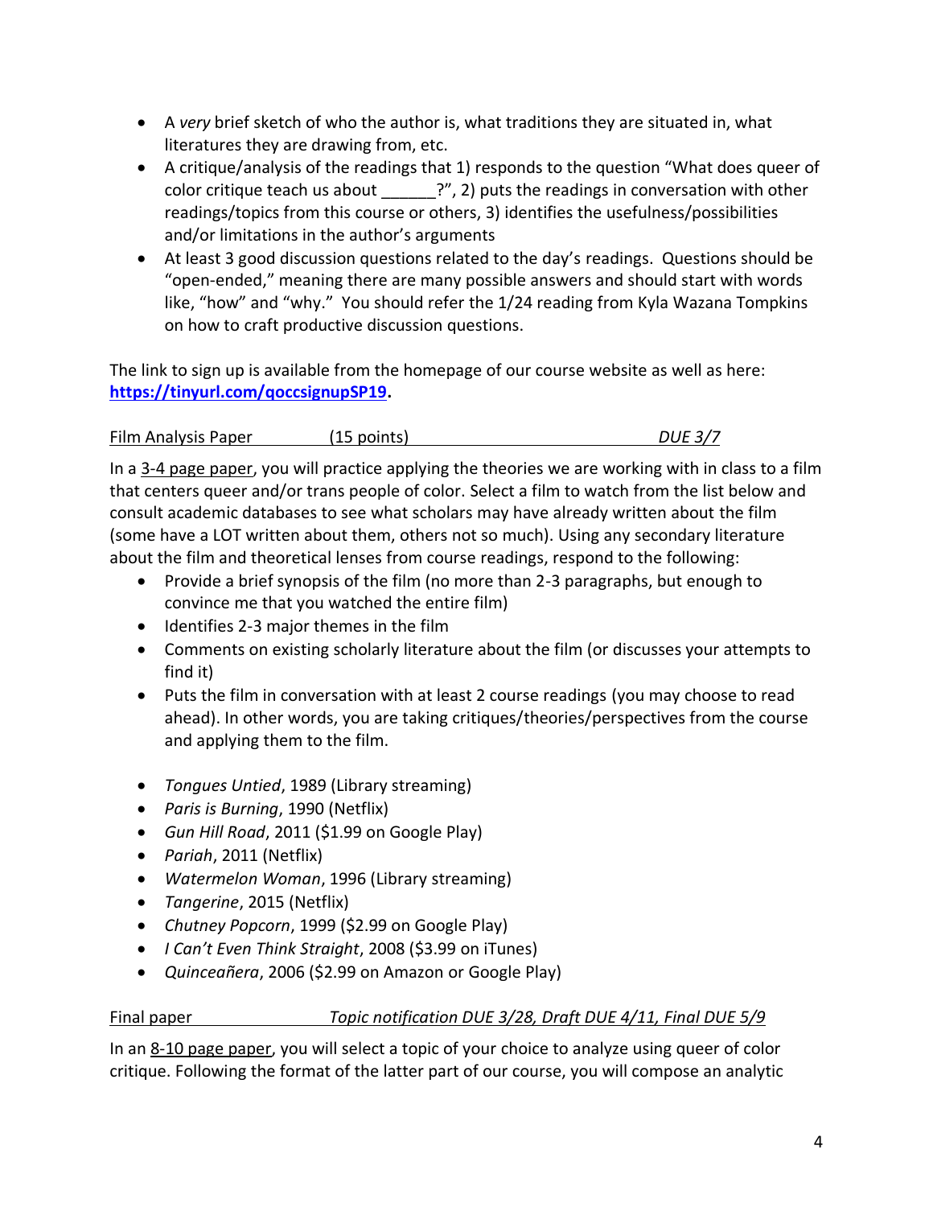- A *very* brief sketch of who the author is, what traditions they are situated in, what literatures they are drawing from, etc.
- A critique/analysis of the readings that 1) responds to the question "What does queer of color critique teach us about ______?", 2) puts the readings in conversation with other readings/topics from this course or others, 3) identifies the usefulness/possibilities and/or limitations in the author's arguments
- At least 3 good discussion questions related to the day's readings. Questions should be "open-ended," meaning there are many possible answers and should start with words like, "how" and "why." You should refer the 1/24 reading from Kyla Wazana Tompkins on how to craft productive discussion questions.

The link to sign up is available from the homepage of our course website as well as here: **https://tinyurl.com/qoccsignupSP19.**

Film Analysis Paper (15 points) *DUE 3/7*

In a 3-4 page paper, you will practice applying the theories we are working with in class to a film that centers queer and/or trans people of color. Select a film to watch from the list below and consult academic databases to see what scholars may have already written about the film (some have a LOT written about them, others not so much). Using any secondary literature about the film and theoretical lenses from course readings, respond to the following:

- Provide a brief synopsis of the film (no more than 2-3 paragraphs, but enough to convince me that you watched the entire film)
- Identifies 2-3 major themes in the film
- Comments on existing scholarly literature about the film (or discusses your attempts to find it)
- Puts the film in conversation with at least 2 course readings (you may choose to read ahead). In other words, you are taking critiques/theories/perspectives from the course and applying them to the film.

- *Tongues Untied*, 1989 (Library streaming)
- *Paris is Burning*, 1990 (Netflix)
- *Gun Hill Road*, 2011 ($1.99 on Google Play)
- *Pariah*, 2011 (Netflix)
- *Watermelon Woman*, 1996 (Library streaming)
- *Tangerine*, 2015 (Netflix)
- *Chutney Popcorn*, 1999 ($2.99 on Google Play)
- *I Can't Even Think Straight*, 2008 ($3.99 on iTunes)
- *Quinceañera*, 2006 ($2.99 on Amazon or Google Play)

Final paper *Topic notification DUE 3/28, Draft DUE 4/11, Final DUE 5/9*

In an 8-10 page paper, you will select a topic of your choice to analyze using queer of color critique. Following the format of the latter part of our course, you will compose an analytic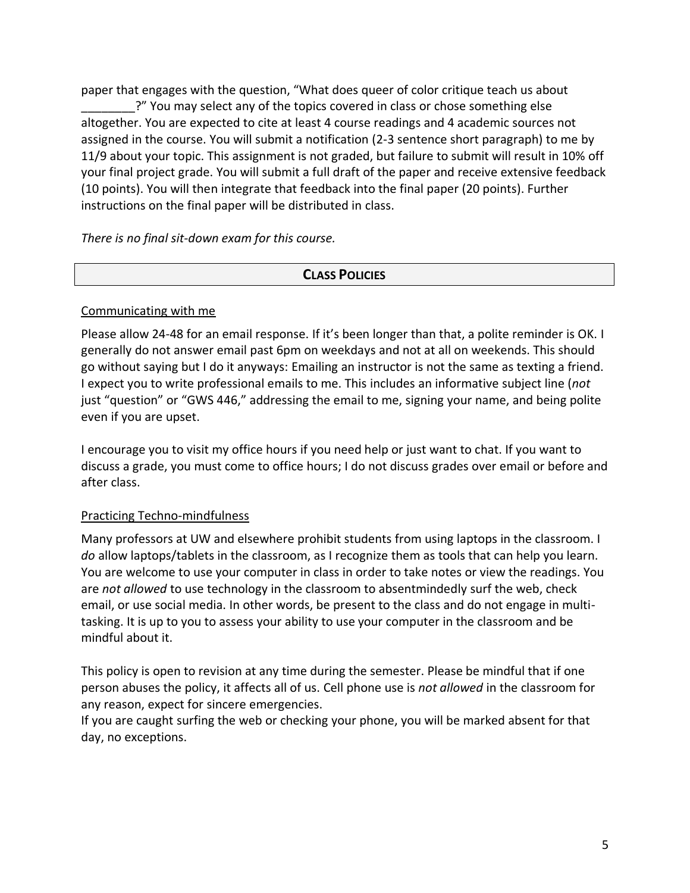paper that engages with the question, "What does queer of color critique teach us about ________?" You may select any of the topics covered in class or chose something else altogether. You are expected to cite at least 4 course readings and 4 academic sources not assigned in the course. You will submit a notification (2-3 sentence short paragraph) to me by 11/9 about your topic. This assignment is not graded, but failure to submit will result in 10% off your final project grade. You will submit a full draft of the paper and receive extensive feedback (10 points). You will then integrate that feedback into the final paper (20 points). Further instructions on the final paper will be distributed in class.

*There is no final sit-down exam for this course.*

## CLASS POLICIES

### Communicating with me

Please allow 24-48 for an email response. If it's been longer than that, a polite reminder is OK. I generally do not answer email past 6pm on weekdays and not at all on weekends. This should go without saying but I do it anyways: Emailing an instructor is not the same as texting a friend. I expect you to write professional emails to me. This includes an informative subject line (*not* just "question" or "GWS 446," addressing the email to me, signing your name, and being polite even if you are upset.

I encourage you to visit my office hours if you need help or just want to chat. If you want to discuss a grade, you must come to office hours; I do not discuss grades over email or before and after class.

### Practicing Techno-mindfulness

Many professors at UW and elsewhere prohibit students from using laptops in the classroom. I *do* allow laptops/tablets in the classroom, as I recognize them as tools that can help you learn. You are welcome to use your computer in class in order to take notes or view the readings. You are *not allowed* to use technology in the classroom to absentmindedly surf the web, check email, or use social media. In other words, be present to the class and do not engage in multi-tasking. It is up to you to assess your ability to use your computer in the classroom and be mindful about it.

This policy is open to revision at any time during the semester. Please be mindful that if one person abuses the policy, it affects all of us. Cell phone use is *not allowed* in the classroom for any reason, expect for sincere emergencies.
If you are caught surfing the web or checking your phone, you will be marked absent for that day, no exceptions.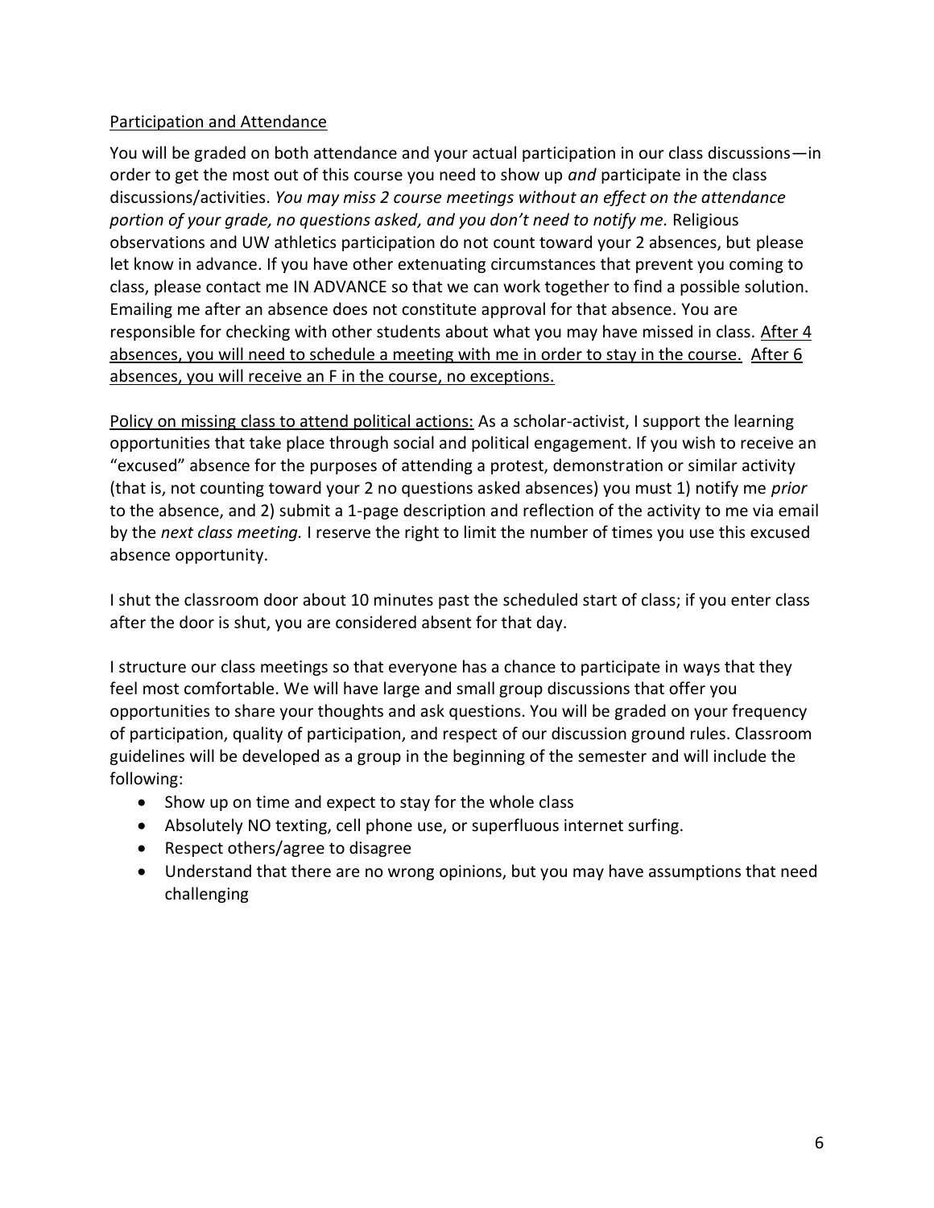<u>Participation and Attendance</u>

You will be graded on both attendance and your actual participation in our class discussions—in order to get the most out of this course you need to show up *and* participate in the class discussions/activities. *You may miss 2 course meetings without an effect on the attendance portion of your grade, no questions asked, and you don't need to notify me.* Religious observations and UW athletics participation do not count toward your 2 absences, but please let know in advance. If you have other extenuating circumstances that prevent you coming to class, please contact me IN ADVANCE so that we can work together to find a possible solution. Emailing me after an absence does not constitute approval for that absence. You are responsible for checking with other students about what you may have missed in class. <u>After 4 absences, you will need to schedule a meeting with me in order to stay in the course.</u> <u>After 6 absences, you will receive an F in the course, no exceptions.</u>

<u>Policy on missing class to attend political actions:</u> As a scholar-activist, I support the learning opportunities that take place through social and political engagement. If you wish to receive an "excused" absence for the purposes of attending a protest, demonstration or similar activity (that is, not counting toward your 2 no questions asked absences) you must 1) notify me *prior* to the absence, and 2) submit a 1-page description and reflection of the activity to me via email by the *next class meeting.* I reserve the right to limit the number of times you use this excused absence opportunity.

I shut the classroom door about 10 minutes past the scheduled start of class; if you enter class after the door is shut, you are considered absent for that day.

I structure our class meetings so that everyone has a chance to participate in ways that they feel most comfortable. We will have large and small group discussions that offer you opportunities to share your thoughts and ask questions. You will be graded on your frequency of participation, quality of participation, and respect of our discussion ground rules. Classroom guidelines will be developed as a group in the beginning of the semester and will include the following:

- Show up on time and expect to stay for the whole class
- Absolutely NO texting, cell phone use, or superfluous internet surfing.
- Respect others/agree to disagree
- Understand that there are no wrong opinions, but you may have assumptions that need challenging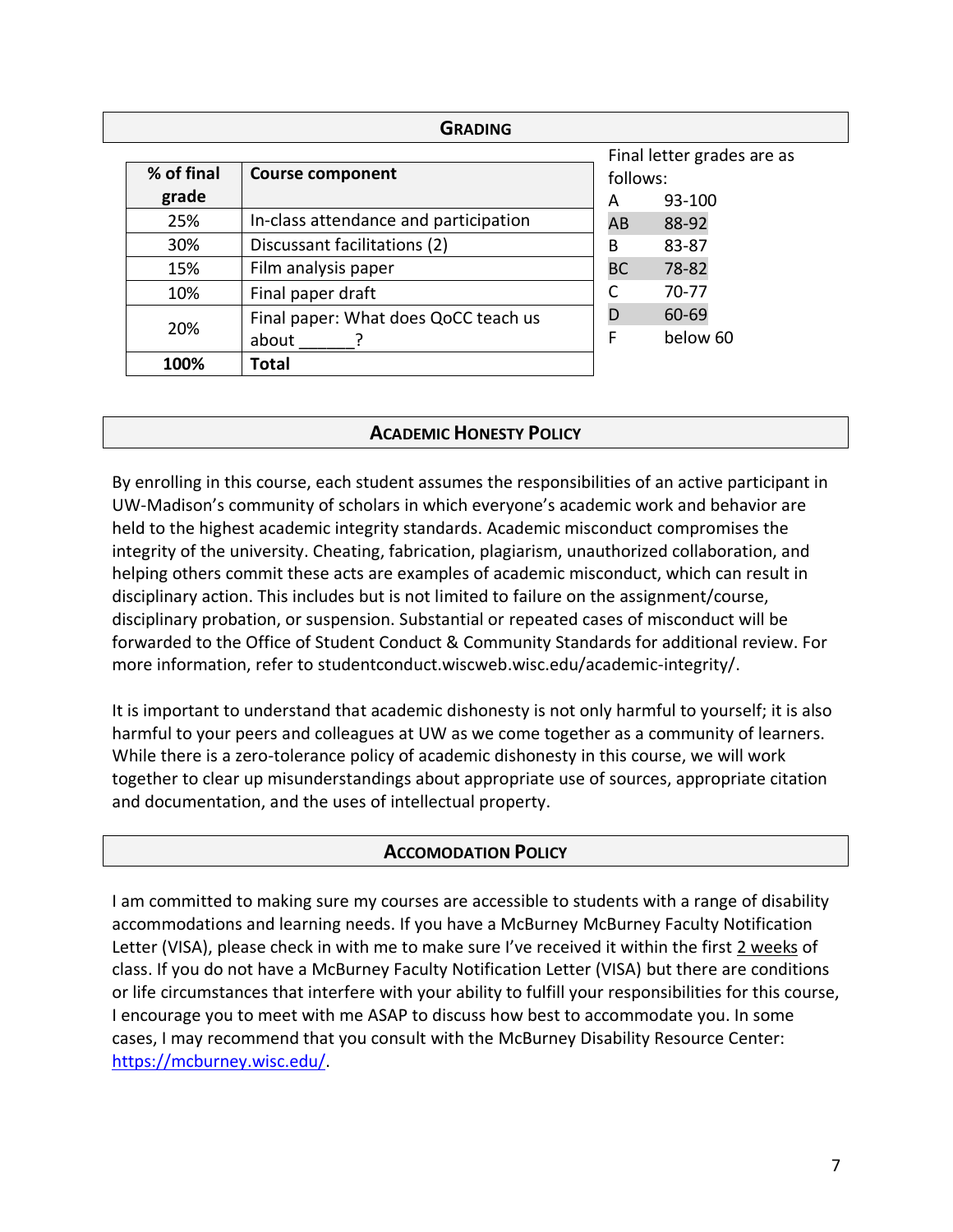## GRADING

| % of final grade | Course component |
|---|---|
| 25% | In-class attendance and participation |
| 30% | Discussant facilitations (2) |
| 15% | Film analysis paper |
| 10% | Final paper draft |
| 20% | Final paper: What does QoCC teach us about ______? |
| **100%** | **Total** |

Final letter grades are as follows:

| | |
|---|---|
| A | 93-100 |
| AB | 88-92 |
| B | 83-87 |
| BC | 78-82 |
| C | 70-77 |
| D | 60-69 |
| F | below 60 |

## ACADEMIC HONESTY POLICY

By enrolling in this course, each student assumes the responsibilities of an active participant in UW-Madison's community of scholars in which everyone's academic work and behavior are held to the highest academic integrity standards. Academic misconduct compromises the integrity of the university. Cheating, fabrication, plagiarism, unauthorized collaboration, and helping others commit these acts are examples of academic misconduct, which can result in disciplinary action. This includes but is not limited to failure on the assignment/course, disciplinary probation, or suspension. Substantial or repeated cases of misconduct will be forwarded to the Office of Student Conduct & Community Standards for additional review. For more information, refer to studentconduct.wiscweb.wisc.edu/academic-integrity/.

It is important to understand that academic dishonesty is not only harmful to yourself; it is also harmful to your peers and colleagues at UW as we come together as a community of learners. While there is a zero-tolerance policy of academic dishonesty in this course, we will work together to clear up misunderstandings about appropriate use of sources, appropriate citation and documentation, and the uses of intellectual property.

## ACCOMODATION POLICY

I am committed to making sure my courses are accessible to students with a range of disability accommodations and learning needs. If you have a McBurney McBurney Faculty Notification Letter (VISA), please check in with me to make sure I've received it within the first 2 weeks of class. If you do not have a McBurney Faculty Notification Letter (VISA) but there are conditions or life circumstances that interfere with your ability to fulfill your responsibilities for this course, I encourage you to meet with me ASAP to discuss how best to accommodate you. In some cases, I may recommend that you consult with the McBurney Disability Resource Center: https://mcburney.wisc.edu/.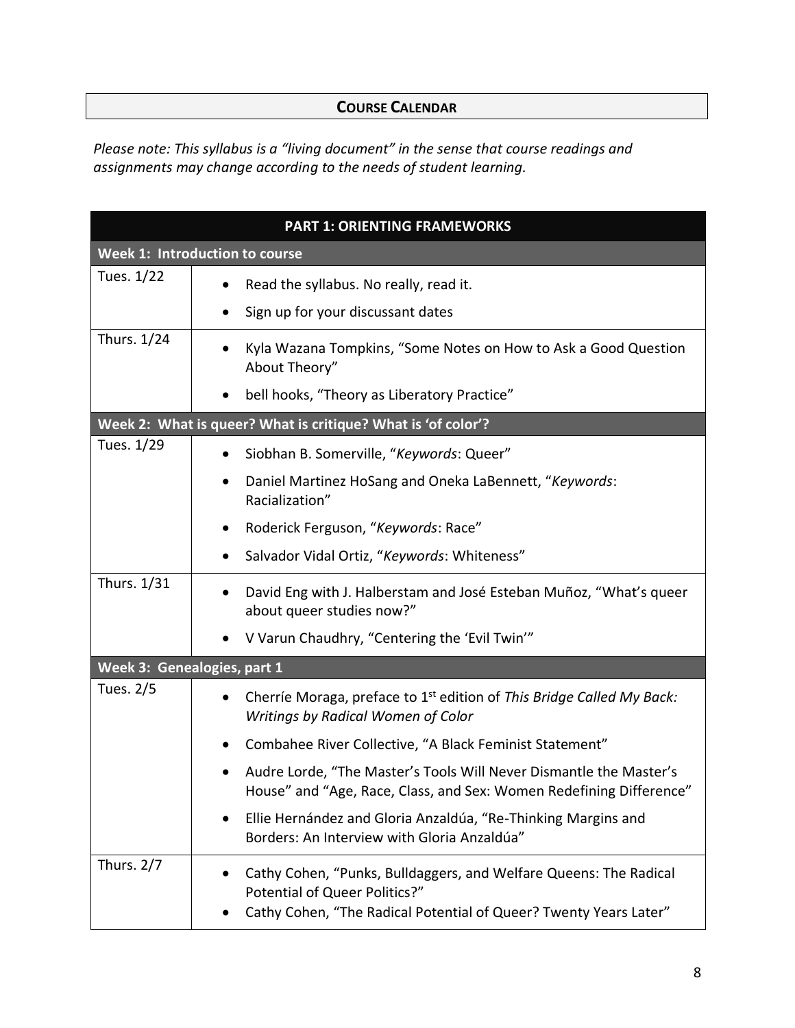## COURSE CALENDAR

*Please note: This syllabus is a "living document" in the sense that course readings and assignments may change according to the needs of student learning.*

| **PART 1: ORIENTING FRAMEWORKS** | |
|---|---|
| **Week 1: Introduction to course** | |
| Tues. 1/22 | • Read the syllabus. No really, read it.<br>• Sign up for your discussant dates |
| Thurs. 1/24 | • Kyla Wazana Tompkins, "Some Notes on How to Ask a Good Question About Theory"<br>• bell hooks, "Theory as Liberatory Practice" |
| **Week 2: What is queer? What is critique? What is 'of color'?** | |
| Tues. 1/29 | • Siobhan B. Somerville, "*Keywords*: Queer"<br>• Daniel Martinez HoSang and Oneka LaBennett, "*Keywords*: Racialization"<br>• Roderick Ferguson, "*Keywords*: Race"<br>• Salvador Vidal Ortiz, "*Keywords*: Whiteness" |
| Thurs. 1/31 | • David Eng with J. Halberstam and José Esteban Muñoz, "What's queer about queer studies now?"<br>• V Varun Chaudhry, "Centering the 'Evil Twin'" |
| **Week 3: Genealogies, part 1** | |
| Tues. 2/5 | • Cherríe Moraga, preface to 1st edition of *This Bridge Called My Back: Writings by Radical Women of Color*<br>• Combahee River Collective, "A Black Feminist Statement"<br>• Audre Lorde, "The Master's Tools Will Never Dismantle the Master's House" and "Age, Race, Class, and Sex: Women Redefining Difference"<br>• Ellie Hernández and Gloria Anzaldúa, "Re-Thinking Margins and Borders: An Interview with Gloria Anzaldúa" |
| Thurs. 2/7 | • Cathy Cohen, "Punks, Bulldaggers, and Welfare Queens: The Radical Potential of Queer Politics?"<br>• Cathy Cohen, "The Radical Potential of Queer? Twenty Years Later" |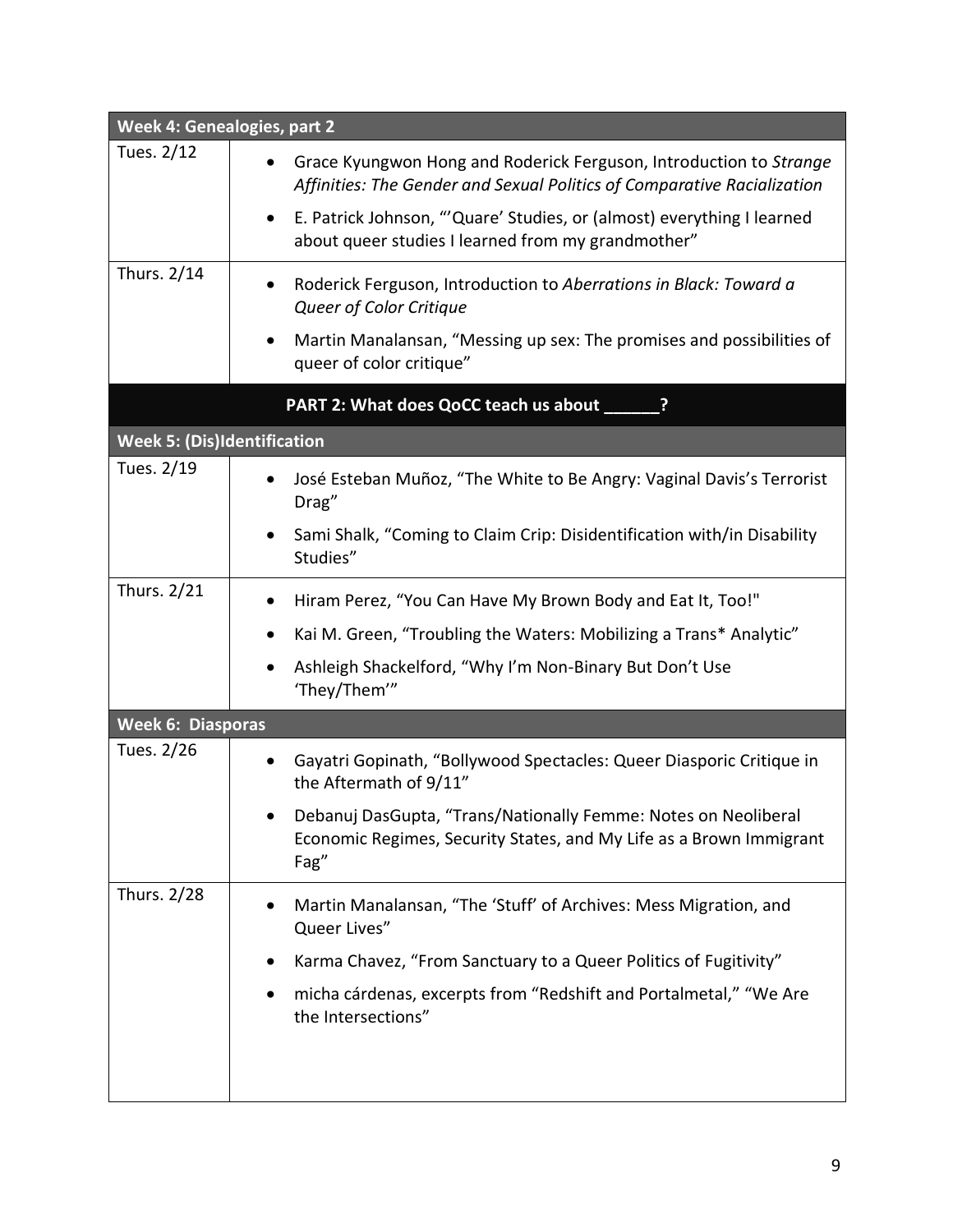| Week 4: Genealogies, part 2 | |
| --- | --- |
| Tues. 2/12 | • Grace Kyungwon Hong and Roderick Ferguson, Introduction to *Strange Affinities: The Gender and Sexual Politics of Comparative Racialization*<br>• E. Patrick Johnson, "'Quare' Studies, or (almost) everything I learned about queer studies I learned from my grandmother" |
| Thurs. 2/14 | • Roderick Ferguson, Introduction to *Aberrations in Black: Toward a Queer of Color Critique*<br>• Martin Manalansan, "Messing up sex: The promises and possibilities of queer of color critique" |
| **PART 2: What does QoCC teach us about ______?** | |
| **Week 5: (Dis)Identification** | |
| Tues. 2/19 | • José Esteban Muñoz, "The White to Be Angry: Vaginal Davis's Terrorist Drag"<br>• Sami Shalk, "Coming to Claim Crip: Disidentification with/in Disability Studies" |
| Thurs. 2/21 | • Hiram Perez, "You Can Have My Brown Body and Eat It, Too!"<br>• Kai M. Green, "Troubling the Waters: Mobilizing a Trans* Analytic"<br>• Ashleigh Shackelford, "Why I'm Non-Binary But Don't Use 'They/Them'" |
| **Week 6: Diasporas** | |
| Tues. 2/26 | • Gayatri Gopinath, "Bollywood Spectacles: Queer Diasporic Critique in the Aftermath of 9/11"<br>• Debanuj DasGupta, "Trans/Nationally Femme: Notes on Neoliberal Economic Regimes, Security States, and My Life as a Brown Immigrant Fag" |
| Thurs. 2/28 | • Martin Manalansan, "The 'Stuff' of Archives: Mess Migration, and Queer Lives"<br>• Karma Chavez, "From Sanctuary to a Queer Politics of Fugitivity"<br>• micha cárdenas, excerpts from "Redshift and Portalmetal," "We Are the Intersections" |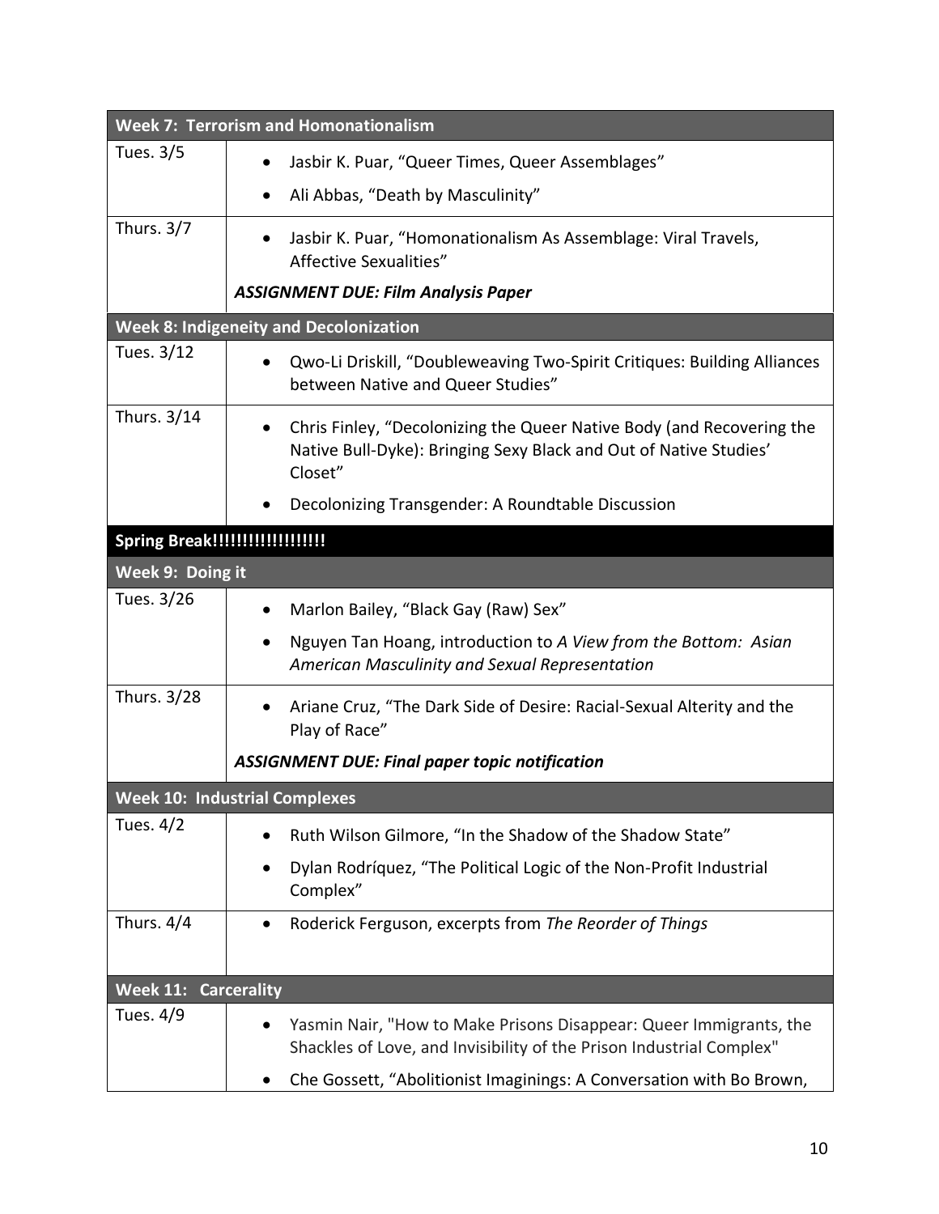| **Week 7: Terrorism and Homonationalism** | |
|---|---|
| Tues. 3/5 | • Jasbir K. Puar, "Queer Times, Queer Assemblages"<br>• Ali Abbas, "Death by Masculinity" |
| Thurs. 3/7 | • Jasbir K. Puar, "Homonationalism As Assemblage: Viral Travels, Affective Sexualities"<br>***ASSIGNMENT DUE: Film Analysis Paper*** |
| **Week 8: Indigeneity and Decolonization** | |
| Tues. 3/12 | • Qwo-Li Driskill, "Doubleweaving Two-Spirit Critiques: Building Alliances between Native and Queer Studies" |
| Thurs. 3/14 | • Chris Finley, "Decolonizing the Queer Native Body (and Recovering the Native Bull-Dyke): Bringing Sexy Black and Out of Native Studies' Closet"<br>• Decolonizing Transgender: A Roundtable Discussion |
| **Spring Break!!!!!!!!!!!!!!!!!!!** | |
| **Week 9: Doing it** | |
| Tues. 3/26 | • Marlon Bailey, "Black Gay (Raw) Sex"<br>• Nguyen Tan Hoang, introduction to *A View from the Bottom: Asian American Masculinity and Sexual Representation* |
| Thurs. 3/28 | • Ariane Cruz, "The Dark Side of Desire: Racial-Sexual Alterity and the Play of Race"<br>***ASSIGNMENT DUE: Final paper topic notification*** |
| **Week 10: Industrial Complexes** | |
| Tues. 4/2 | • Ruth Wilson Gilmore, "In the Shadow of the Shadow State"<br>• Dylan Rodríquez, "The Political Logic of the Non-Profit Industrial Complex" |
| Thurs. 4/4 | • Roderick Ferguson, excerpts from *The Reorder of Things* |
| **Week 11: Carcerality** | |
| Tues. 4/9 | • Yasmin Nair, "How to Make Prisons Disappear: Queer Immigrants, the Shackles of Love, and Invisibility of the Prison Industrial Complex"<br>• Che Gossett, "Abolitionist Imaginings: A Conversation with Bo Brown, |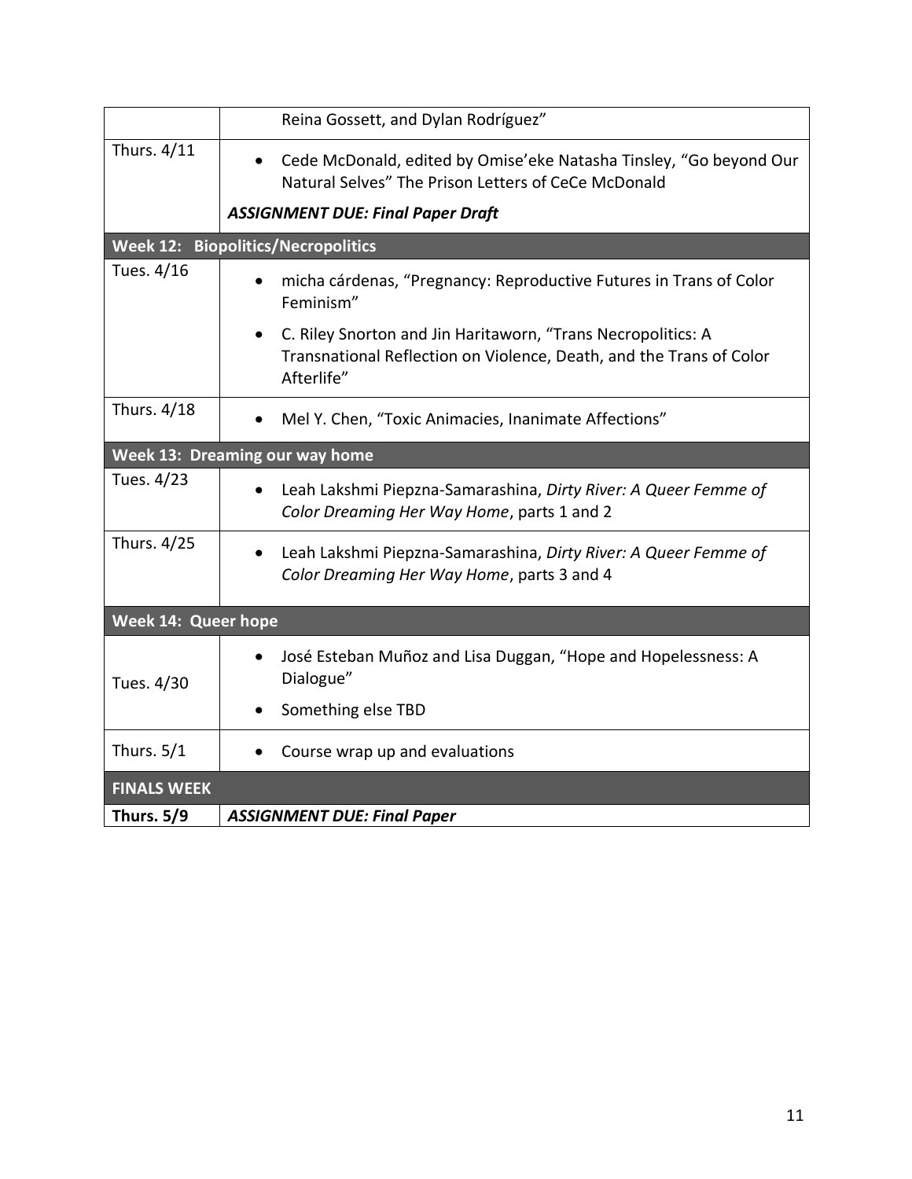| | |
|---|---|
| | Reina Gossett, and Dylan Rodríguez" |
| Thurs. 4/11 | • Cede McDonald, edited by Omise'eke Natasha Tinsley, "Go beyond Our Natural Selves" The Prison Letters of CeCe McDonald<br>***ASSIGNMENT DUE: Final Paper Draft*** |
| **Week 12: Biopolitics/Necropolitics** | |
| Tues. 4/16 | • micha cárdenas, "Pregnancy: Reproductive Futures in Trans of Color Feminism"<br>• C. Riley Snorton and Jin Haritaworn, "Trans Necropolitics: A Transnational Reflection on Violence, Death, and the Trans of Color Afterlife" |
| Thurs. 4/18 | • Mel Y. Chen, "Toxic Animacies, Inanimate Affections" |
| **Week 13: Dreaming our way home** | |
| Tues. 4/23 | • Leah Lakshmi Piepzna-Samarashina, *Dirty River: A Queer Femme of Color Dreaming Her Way Home*, parts 1 and 2 |
| Thurs. 4/25 | • Leah Lakshmi Piepzna-Samarashina, *Dirty River: A Queer Femme of Color Dreaming Her Way Home*, parts 3 and 4 |
| **Week 14: Queer hope** | |
| Tues. 4/30 | • José Esteban Muñoz and Lisa Duggan, "Hope and Hopelessness: A Dialogue"<br>• Something else TBD |
| Thurs. 5/1 | • Course wrap up and evaluations |
| **FINALS WEEK** | |
| **Thurs. 5/9** | ***ASSIGNMENT DUE: Final Paper*** |